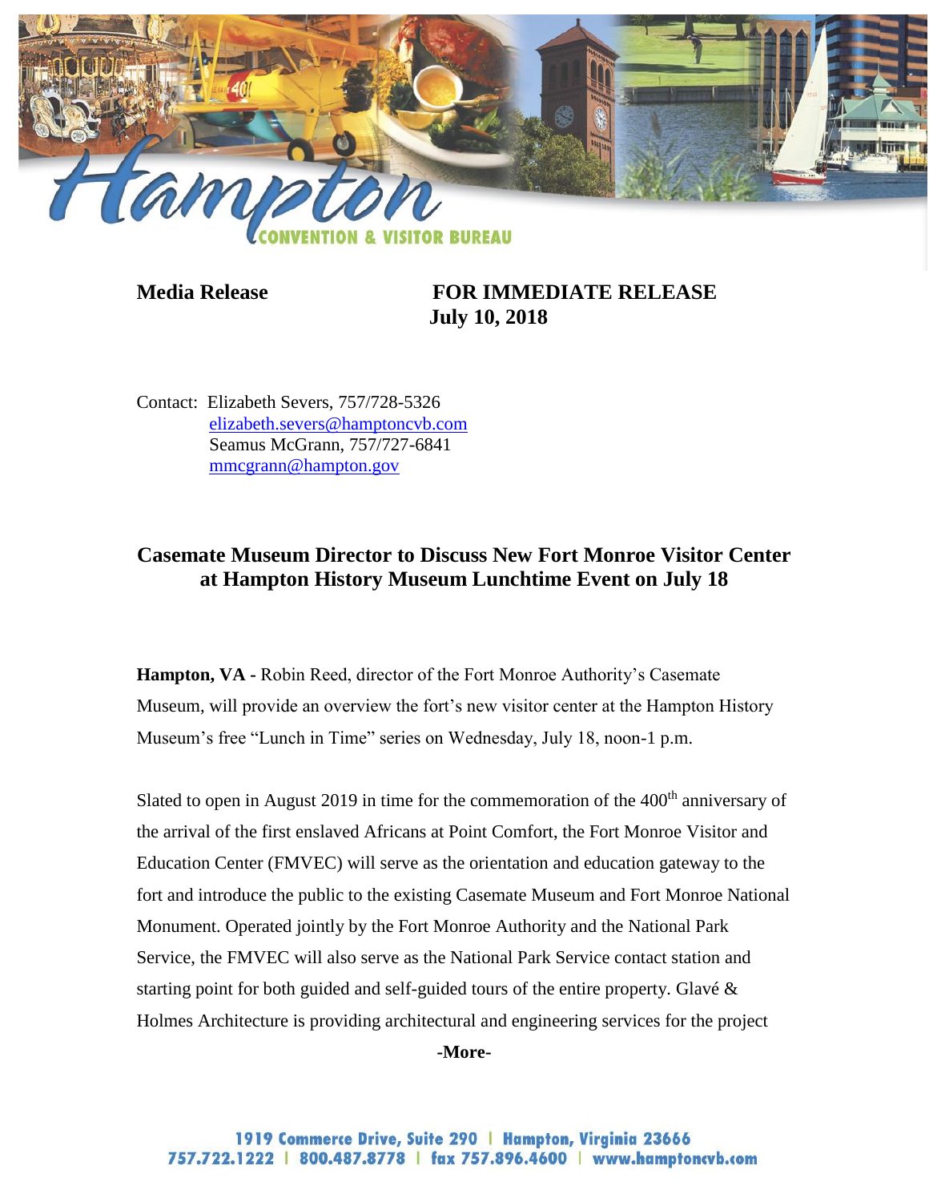**Media Release** **FOR IMMEDIATE RELEASE**
**July 10, 2018**

Contact: Elizabeth Severs, 757/728-5326
elizabeth.severs@hamptoncvb.com
Seamus McGrann, 757/727-6841
mmcgrann@hampton.gov

## Casemate Museum Director to Discuss New Fort Monroe Visitor Center at Hampton History Museum Lunchtime Event on July 18

**Hampton, VA -** Robin Reed, director of the Fort Monroe Authority's Casemate Museum, will provide an overview the fort's new visitor center at the Hampton History Museum's free "Lunch in Time" series on Wednesday, July 18, noon-1 p.m.

Slated to open in August 2019 in time for the commemoration of the 400th anniversary of the arrival of the first enslaved Africans at Point Comfort, the Fort Monroe Visitor and Education Center (FMVEC) will serve as the orientation and education gateway to the fort and introduce the public to the existing Casemate Museum and Fort Monroe National Monument. Operated jointly by the Fort Monroe Authority and the National Park Service, the FMVEC will also serve as the National Park Service contact station and starting point for both guided and self-guided tours of the entire property. Glavé & Holmes Architecture is providing architectural and engineering services for the project

-More-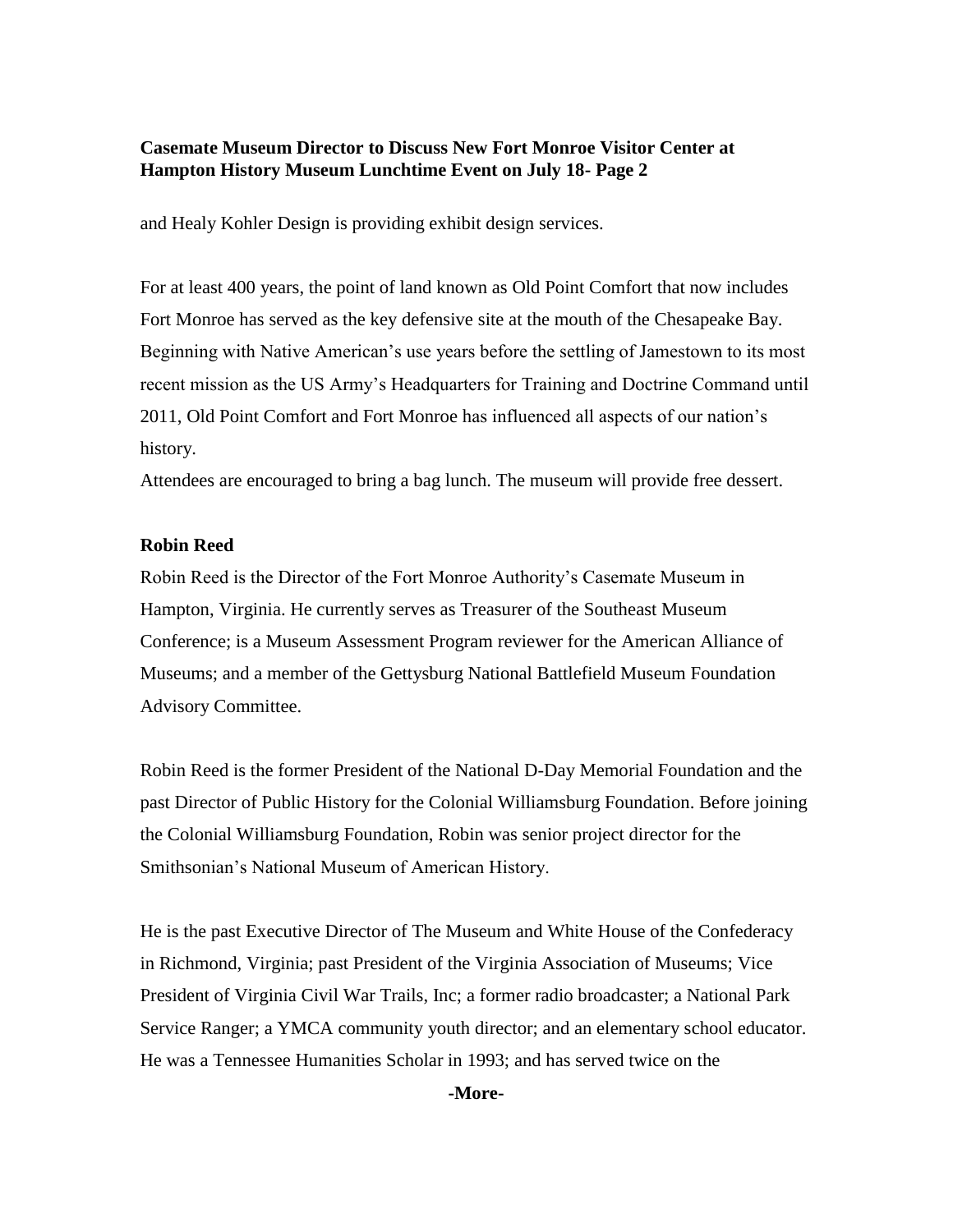and Healy Kohler Design is providing exhibit design services.

For at least 400 years, the point of land known as Old Point Comfort that now includes Fort Monroe has served as the key defensive site at the mouth of the Chesapeake Bay. Beginning with Native American's use years before the settling of Jamestown to its most recent mission as the US Army's Headquarters for Training and Doctrine Command until 2011, Old Point Comfort and Fort Monroe has influenced all aspects of our nation's history.

Attendees are encouraged to bring a bag lunch. The museum will provide free dessert.

**Robin Reed**

Robin Reed is the Director of the Fort Monroe Authority's Casemate Museum in Hampton, Virginia. He currently serves as Treasurer of the Southeast Museum Conference; is a Museum Assessment Program reviewer for the American Alliance of Museums; and a member of the Gettysburg National Battlefield Museum Foundation Advisory Committee.

Robin Reed is the former President of the National D-Day Memorial Foundation and the past Director of Public History for the Colonial Williamsburg Foundation. Before joining the Colonial Williamsburg Foundation, Robin was senior project director for the Smithsonian's National Museum of American History.

He is the past Executive Director of The Museum and White House of the Confederacy in Richmond, Virginia; past President of the Virginia Association of Museums; Vice President of Virginia Civil War Trails, Inc; a former radio broadcaster; a National Park Service Ranger; a YMCA community youth director; and an elementary school educator. He was a Tennessee Humanities Scholar in 1993; and has served twice on the

**-More-**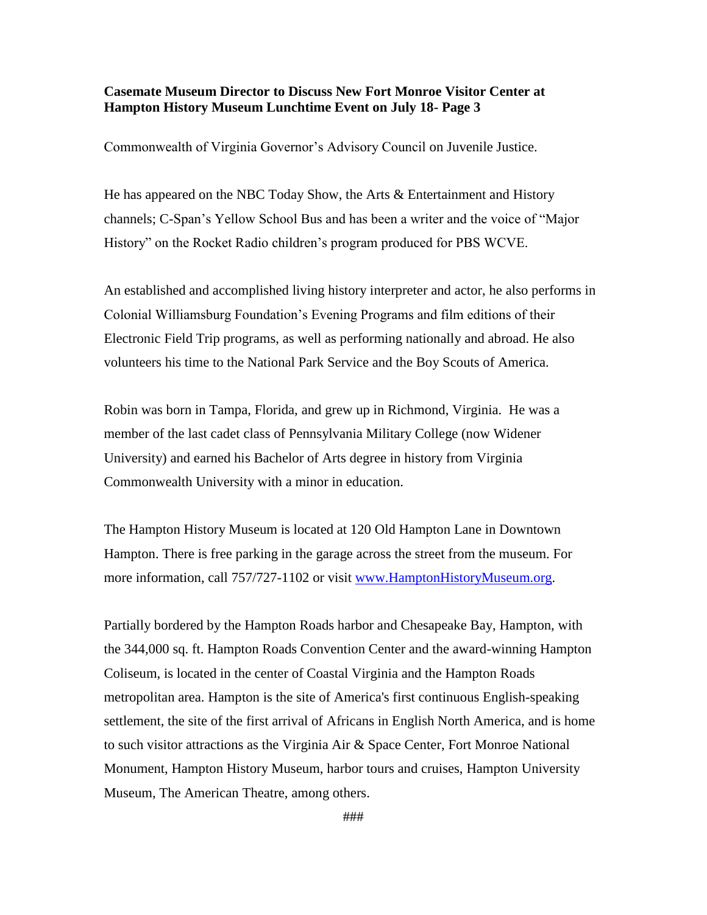Commonwealth of Virginia Governor's Advisory Council on Juvenile Justice.

He has appeared on the NBC Today Show, the Arts & Entertainment and History channels; C-Span's Yellow School Bus and has been a writer and the voice of "Major History" on the Rocket Radio children's program produced for PBS WCVE.

An established and accomplished living history interpreter and actor, he also performs in Colonial Williamsburg Foundation's Evening Programs and film editions of their Electronic Field Trip programs, as well as performing nationally and abroad. He also volunteers his time to the National Park Service and the Boy Scouts of America.

Robin was born in Tampa, Florida, and grew up in Richmond, Virginia. He was a member of the last cadet class of Pennsylvania Military College (now Widener University) and earned his Bachelor of Arts degree in history from Virginia Commonwealth University with a minor in education.

The Hampton History Museum is located at 120 Old Hampton Lane in Downtown Hampton. There is free parking in the garage across the street from the museum. For more information, call 757/727-1102 or visit [www.HamptonHistoryMuseum.org](http://www.HamptonHistoryMuseum.org).

Partially bordered by the Hampton Roads harbor and Chesapeake Bay, Hampton, with the 344,000 sq. ft. Hampton Roads Convention Center and the award-winning Hampton Coliseum, is located in the center of Coastal Virginia and the Hampton Roads metropolitan area. Hampton is the site of America's first continuous English-speaking settlement, the site of the first arrival of Africans in English North America, and is home to such visitor attractions as the Virginia Air & Space Center, Fort Monroe National Monument, Hampton History Museum, harbor tours and cruises, Hampton University Museum, The American Theatre, among others.

###